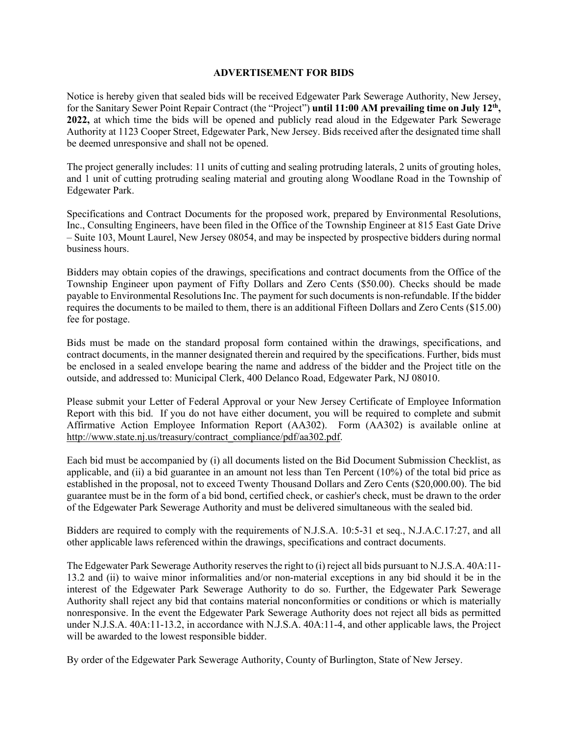## ADVERTISEMENT FOR BIDS

Notice is hereby given that sealed bids will be received Edgewater Park Sewerage Authority, New Jersey, for the Sanitary Sewer Point Repair Contract (the "Project") **until 11:00 AM prevailing time on July 12th, 2022,** at which time the bids will be opened and publicly read aloud in the Edgewater Park Sewerage Authority at 1123 Cooper Street, Edgewater Park, New Jersey. Bids received after the designated time shall be deemed unresponsive and shall not be opened.

The project generally includes: 11 units of cutting and sealing protruding laterals, 2 units of grouting holes, and 1 unit of cutting protruding sealing material and grouting along Woodlane Road in the Township of Edgewater Park.

Specifications and Contract Documents for the proposed work, prepared by Environmental Resolutions, Inc., Consulting Engineers, have been filed in the Office of the Township Engineer at 815 East Gate Drive – Suite 103, Mount Laurel, New Jersey 08054, and may be inspected by prospective bidders during normal business hours.

Bidders may obtain copies of the drawings, specifications and contract documents from the Office of the Township Engineer upon payment of Fifty Dollars and Zero Cents ($50.00). Checks should be made payable to Environmental Resolutions Inc. The payment for such documents is non-refundable. If the bidder requires the documents to be mailed to them, there is an additional Fifteen Dollars and Zero Cents ($15.00) fee for postage.

Bids must be made on the standard proposal form contained within the drawings, specifications, and contract documents, in the manner designated therein and required by the specifications. Further, bids must be enclosed in a sealed envelope bearing the name and address of the bidder and the Project title on the outside, and addressed to: Municipal Clerk, 400 Delanco Road, Edgewater Park, NJ 08010.

Please submit your Letter of Federal Approval or your New Jersey Certificate of Employee Information Report with this bid. If you do not have either document, you will be required to complete and submit Affirmative Action Employee Information Report (AA302). Form (AA302) is available online at http://www.state.nj.us/treasury/contract_compliance/pdf/aa302.pdf.

Each bid must be accompanied by (i) all documents listed on the Bid Document Submission Checklist, as applicable, and (ii) a bid guarantee in an amount not less than Ten Percent (10%) of the total bid price as established in the proposal, not to exceed Twenty Thousand Dollars and Zero Cents ($20,000.00). The bid guarantee must be in the form of a bid bond, certified check, or cashier's check, must be drawn to the order of the Edgewater Park Sewerage Authority and must be delivered simultaneous with the sealed bid.

Bidders are required to comply with the requirements of N.J.S.A. 10:5-31 et seq., N.J.A.C.17:27, and all other applicable laws referenced within the drawings, specifications and contract documents.

The Edgewater Park Sewerage Authority reserves the right to (i) reject all bids pursuant to N.J.S.A. 40A:11-13.2 and (ii) to waive minor informalities and/or non-material exceptions in any bid should it be in the interest of the Edgewater Park Sewerage Authority to do so. Further, the Edgewater Park Sewerage Authority shall reject any bid that contains material nonconformities or conditions or which is materially nonresponsive. In the event the Edgewater Park Sewerage Authority does not reject all bids as permitted under N.J.S.A. 40A:11-13.2, in accordance with N.J.S.A. 40A:11-4, and other applicable laws, the Project will be awarded to the lowest responsible bidder.

By order of the Edgewater Park Sewerage Authority, County of Burlington, State of New Jersey.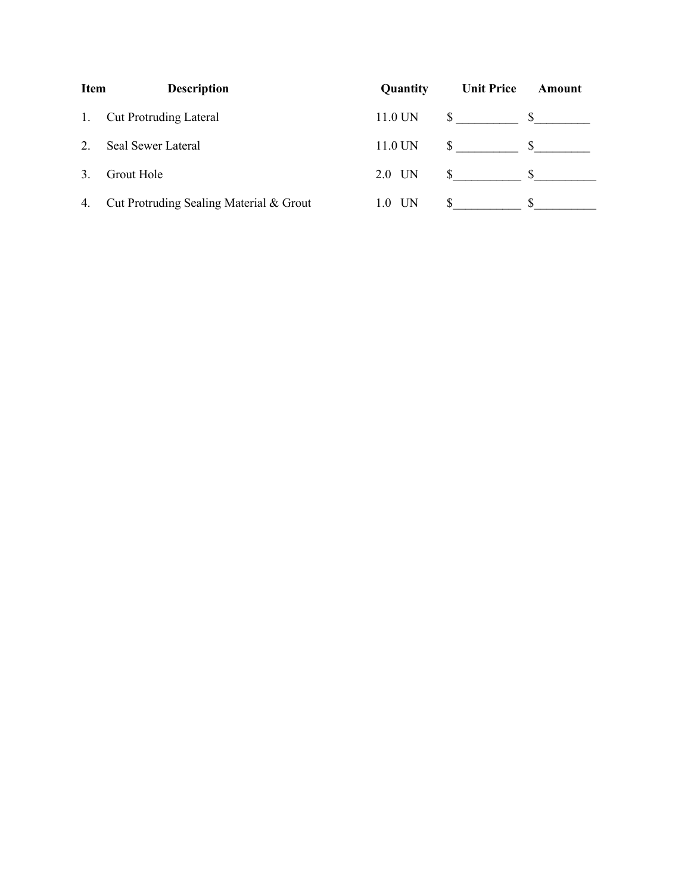| Item | Description | Quantity | Unit Price | Amount |
| --- | --- | --- | --- | --- |
| 1. | Cut Protruding Lateral | 11.0 UN | $ __________ | $_________ |
| 2. | Seal Sewer Lateral | 11.0 UN | $ __________ | $_________ |
| 3. | Grout Hole | 2.0 UN | $___________ | $__________ |
| 4. | Cut Protruding Sealing Material & Grout | 1.0 UN | $___________ | $__________ |